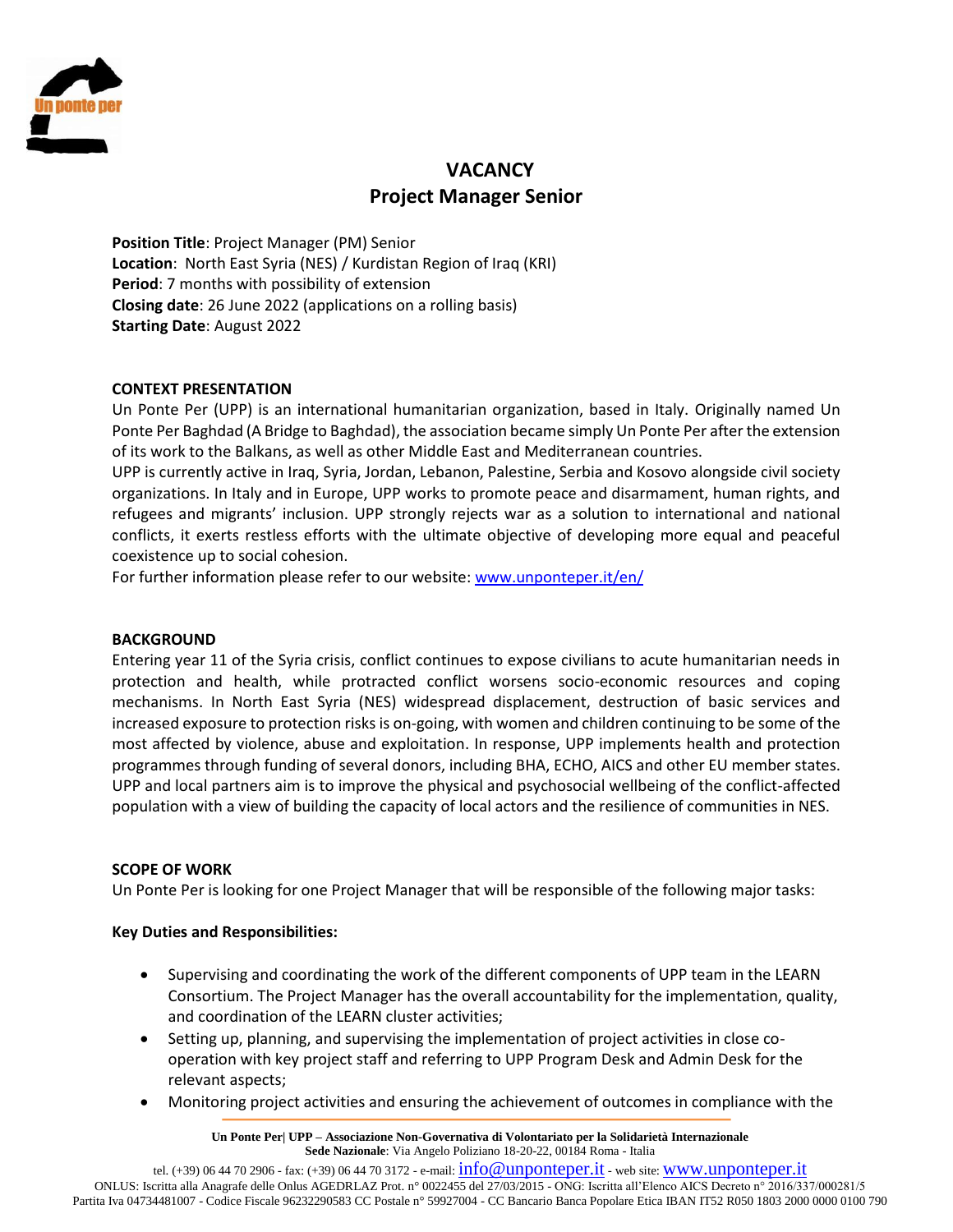# VACANCY
## Project Manager Senior

**Position Title**: Project Manager (PM) Senior
**Location**: North East Syria (NES) / Kurdistan Region of Iraq (KRI)
**Period**: 7 months with possibility of extension
**Closing date**: 26 June 2022 (applications on a rolling basis)
**Starting Date**: August 2022

### CONTEXT PRESENTATION

Un Ponte Per (UPP) is an international humanitarian organization, based in Italy. Originally named Un Ponte Per Baghdad (A Bridge to Baghdad), the association became simply Un Ponte Per after the extension of its work to the Balkans, as well as other Middle East and Mediterranean countries.
UPP is currently active in Iraq, Syria, Jordan, Lebanon, Palestine, Serbia and Kosovo alongside civil society organizations. In Italy and in Europe, UPP works to promote peace and disarmament, human rights, and refugees and migrants' inclusion. UPP strongly rejects war as a solution to international and national conflicts, it exerts restless efforts with the ultimate objective of developing more equal and peaceful coexistence up to social cohesion.
For further information please refer to our website: [www.unponteper.it/en/](www.unponteper.it/en/)

### BACKGROUND

Entering year 11 of the Syria crisis, conflict continues to expose civilians to acute humanitarian needs in protection and health, while protracted conflict worsens socio-economic resources and coping mechanisms. In North East Syria (NES) widespread displacement, destruction of basic services and increased exposure to protection risks is on-going, with women and children continuing to be some of the most affected by violence, abuse and exploitation. In response, UPP implements health and protection programmes through funding of several donors, including BHA, ECHO, AICS and other EU member states. UPP and local partners aim is to improve the physical and psychosocial wellbeing of the conflict-affected population with a view of building the capacity of local actors and the resilience of communities in NES.

### SCOPE OF WORK

Un Ponte Per is looking for one Project Manager that will be responsible of the following major tasks:

**Key Duties and Responsibilities:**

- Supervising and coordinating the work of the different components of UPP team in the LEARN Consortium. The Project Manager has the overall accountability for the implementation, quality, and coordination of the LEARN cluster activities;
- Setting up, planning, and supervising the implementation of project activities in close co-operation with key project staff and referring to UPP Program Desk and Admin Desk for the relevant aspects;
- Monitoring project activities and ensuring the achievement of outcomes in compliance with the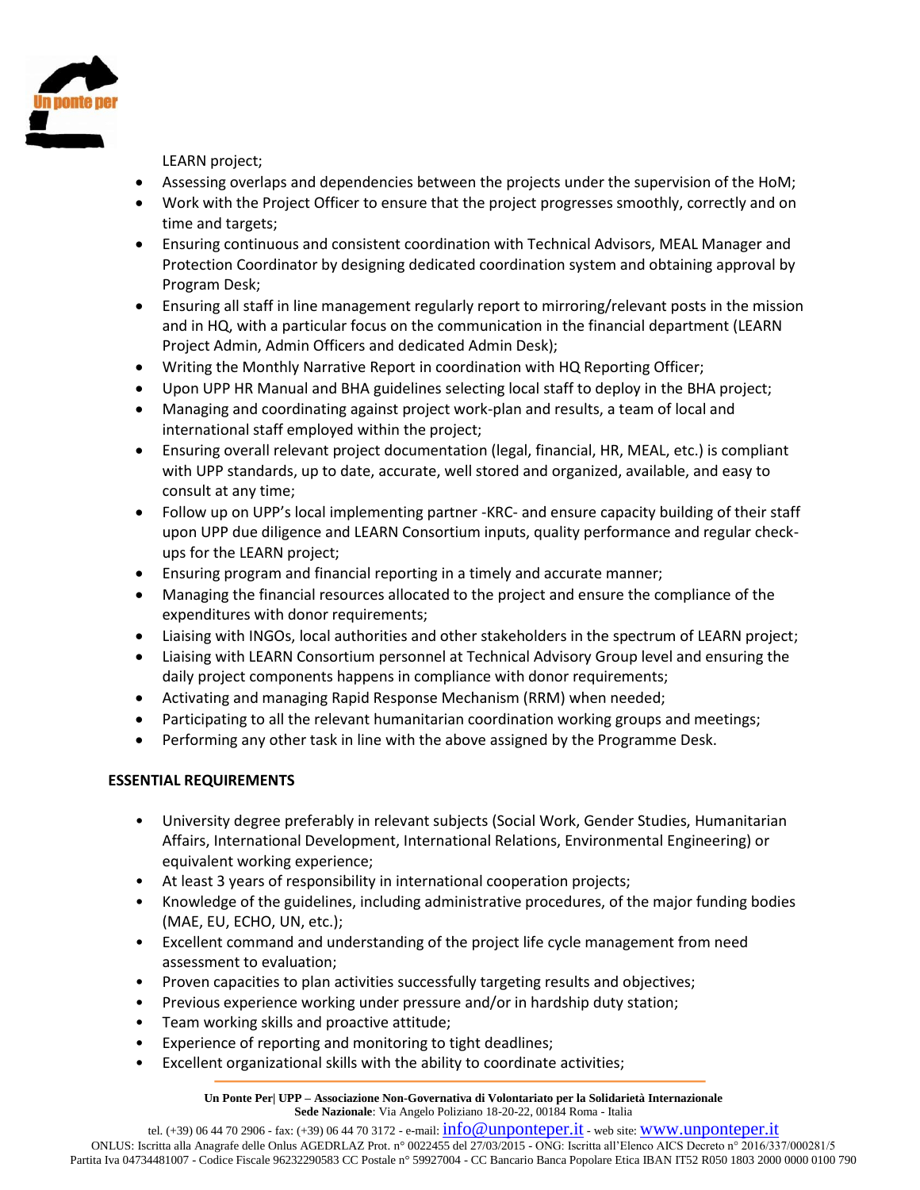LEARN project;

- Assessing overlaps and dependencies between the projects under the supervision of the HoM;
- Work with the Project Officer to ensure that the project progresses smoothly, correctly and on time and targets;
- Ensuring continuous and consistent coordination with Technical Advisors, MEAL Manager and Protection Coordinator by designing dedicated coordination system and obtaining approval by Program Desk;
- Ensuring all staff in line management regularly report to mirroring/relevant posts in the mission and in HQ, with a particular focus on the communication in the financial department (LEARN Project Admin, Admin Officers and dedicated Admin Desk);
- Writing the Monthly Narrative Report in coordination with HQ Reporting Officer;
- Upon UPP HR Manual and BHA guidelines selecting local staff to deploy in the BHA project;
- Managing and coordinating against project work-plan and results, a team of local and international staff employed within the project;
- Ensuring overall relevant project documentation (legal, financial, HR, MEAL, etc.) is compliant with UPP standards, up to date, accurate, well stored and organized, available, and easy to consult at any time;
- Follow up on UPP's local implementing partner -KRC- and ensure capacity building of their staff upon UPP due diligence and LEARN Consortium inputs, quality performance and regular check-ups for the LEARN project;
- Ensuring program and financial reporting in a timely and accurate manner;
- Managing the financial resources allocated to the project and ensure the compliance of the expenditures with donor requirements;
- Liaising with INGOs, local authorities and other stakeholders in the spectrum of LEARN project;
- Liaising with LEARN Consortium personnel at Technical Advisory Group level and ensuring the daily project components happens in compliance with donor requirements;
- Activating and managing Rapid Response Mechanism (RRM) when needed;
- Participating to all the relevant humanitarian coordination working groups and meetings;
- Performing any other task in line with the above assigned by the Programme Desk.

**ESSENTIAL REQUIREMENTS**

- University degree preferably in relevant subjects (Social Work, Gender Studies, Humanitarian Affairs, International Development, International Relations, Environmental Engineering) or equivalent working experience;
- At least 3 years of responsibility in international cooperation projects;
- Knowledge of the guidelines, including administrative procedures, of the major funding bodies (MAE, EU, ECHO, UN, etc.);
- Excellent command and understanding of the project life cycle management from need assessment to evaluation;
- Proven capacities to plan activities successfully targeting results and objectives;
- Previous experience working under pressure and/or in hardship duty station;
- Team working skills and proactive attitude;
- Experience of reporting and monitoring to tight deadlines;
- Excellent organizational skills with the ability to coordinate activities;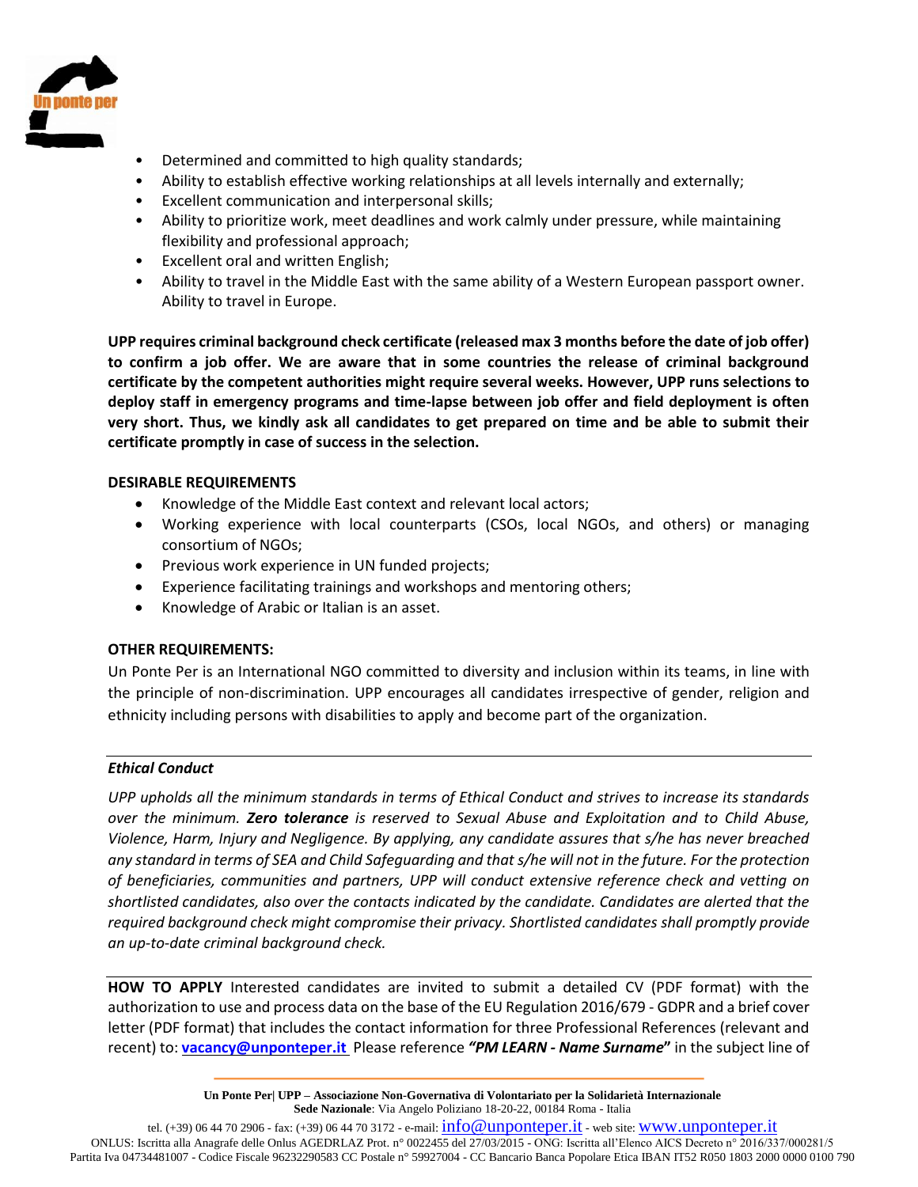- Determined and committed to high quality standards;
- Ability to establish effective working relationships at all levels internally and externally;
- Excellent communication and interpersonal skills;
- Ability to prioritize work, meet deadlines and work calmly under pressure, while maintaining flexibility and professional approach;
- Excellent oral and written English;
- Ability to travel in the Middle East with the same ability of a Western European passport owner. Ability to travel in Europe.

**UPP requires criminal background check certificate (released max 3 months before the date of job offer) to confirm a job offer. We are aware that in some countries the release of criminal background certificate by the competent authorities might require several weeks. However, UPP runs selections to deploy staff in emergency programs and time-lapse between job offer and field deployment is often very short. Thus, we kindly ask all candidates to get prepared on time and be able to submit their certificate promptly in case of success in the selection.**

**DESIRABLE REQUIREMENTS**

- Knowledge of the Middle East context and relevant local actors;
- Working experience with local counterparts (CSOs, local NGOs, and others) or managing consortium of NGOs;
- Previous work experience in UN funded projects;
- Experience facilitating trainings and workshops and mentoring others;
- Knowledge of Arabic or Italian is an asset.

**OTHER REQUIREMENTS:**

Un Ponte Per is an International NGO committed to diversity and inclusion within its teams, in line with the principle of non-discrimination. UPP encourages all candidates irrespective of gender, religion and ethnicity including persons with disabilities to apply and become part of the organization.

***Ethical Conduct***

*UPP upholds all the minimum standards in terms of Ethical Conduct and strives to increase its standards over the minimum.* ***Zero tolerance*** *is reserved to Sexual Abuse and Exploitation and to Child Abuse, Violence, Harm, Injury and Negligence. By applying, any candidate assures that s/he has never breached any standard in terms of SEA and Child Safeguarding and that s/he will not in the future. For the protection of beneficiaries, communities and partners, UPP will conduct extensive reference check and vetting on shortlisted candidates, also over the contacts indicated by the candidate. Candidates are alerted that the required background check might compromise their privacy. Shortlisted candidates shall promptly provide an up-to-date criminal background check.*

**HOW TO APPLY** Interested candidates are invited to submit a detailed CV (PDF format) with the authorization to use and process data on the base of the EU Regulation 2016/679 - GDPR and a brief cover letter (PDF format) that includes the contact information for three Professional References (relevant and recent) to: **vacancy@unponteper.it** Please reference ***"PM LEARN - Name Surname"*** in the subject line of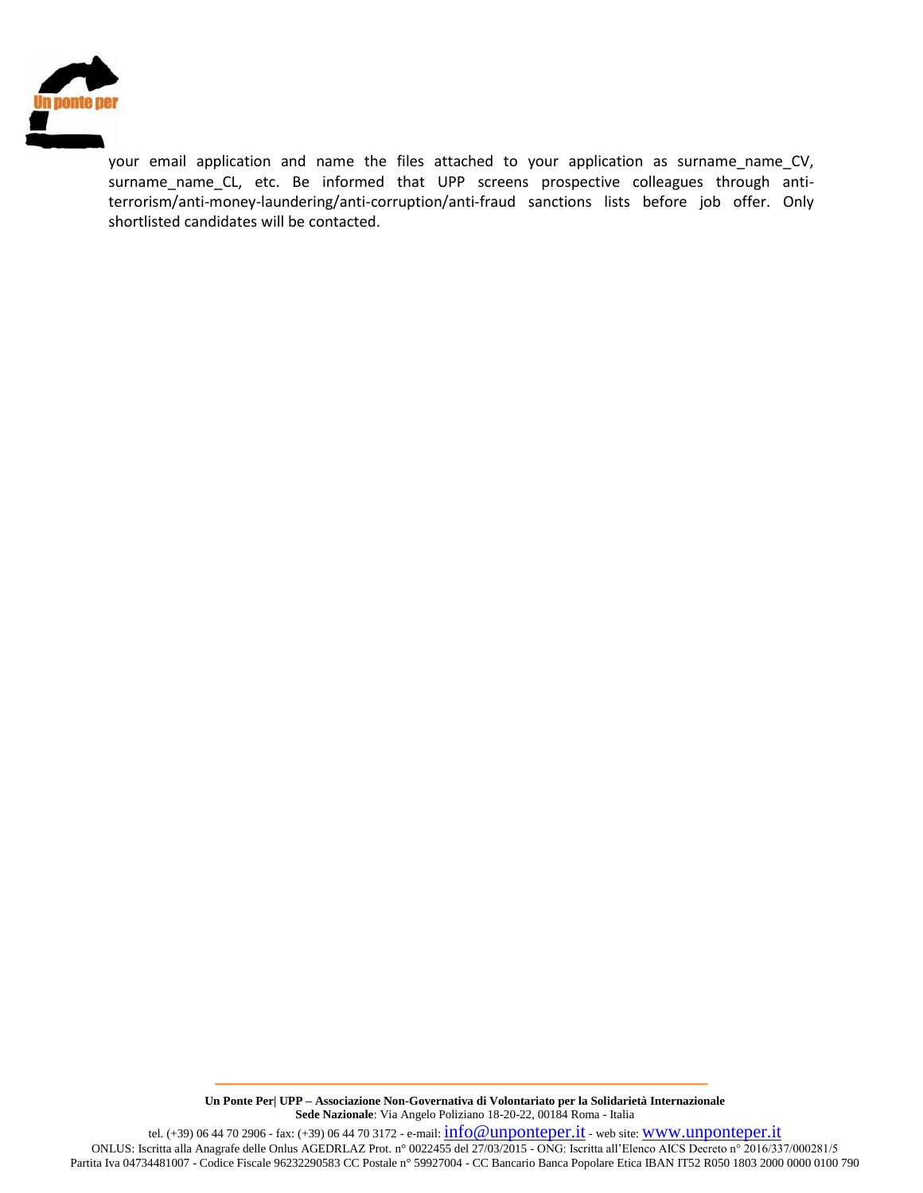your email application and name the files attached to your application as surname_name_CV, surname_name_CL, etc. Be informed that UPP screens prospective colleagues through anti-terrorism/anti-money-laundering/anti-corruption/anti-fraud sanctions lists before job offer. Only shortlisted candidates will be contacted.